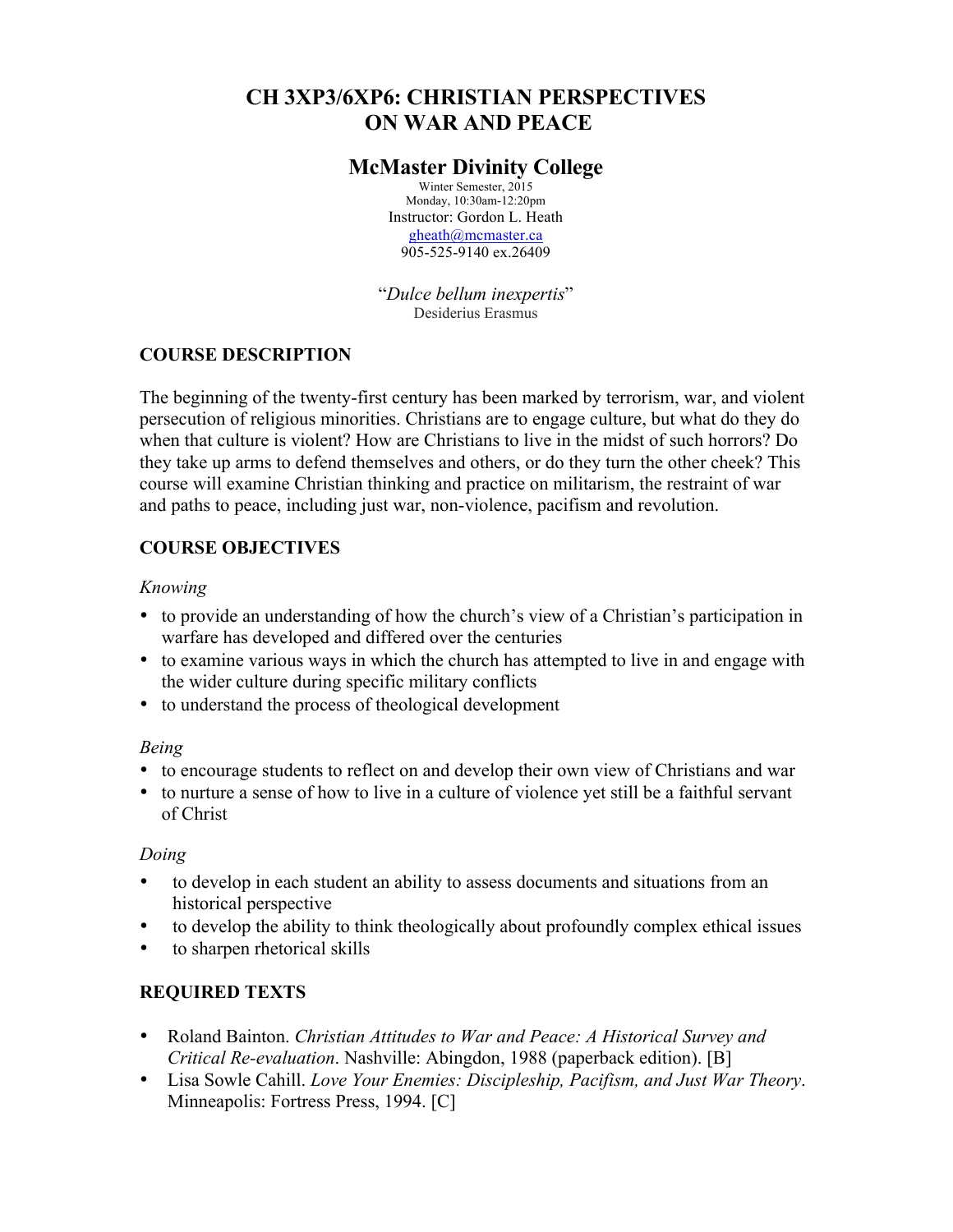# CH 3XP3/6XP6: CHRISTIAN PERSPECTIVES ON WAR AND PEACE

## McMaster Divinity College

Winter Semester, 2015
Monday, 10:30am-12:20pm
Instructor: Gordon L. Heath
gheath@mcmaster.ca
905-525-9140 ex.26409

"*Dulce bellum inexpertis*"
Desiderius Erasmus

### COURSE DESCRIPTION

The beginning of the twenty-first century has been marked by terrorism, war, and violent persecution of religious minorities. Christians are to engage culture, but what do they do when that culture is violent? How are Christians to live in the midst of such horrors? Do they take up arms to defend themselves and others, or do they turn the other cheek? This course will examine Christian thinking and practice on militarism, the restraint of war and paths to peace, including just war, non-violence, pacifism and revolution.

### COURSE OBJECTIVES

*Knowing*

- to provide an understanding of how the church's view of a Christian's participation in warfare has developed and differed over the centuries
- to examine various ways in which the church has attempted to live in and engage with the wider culture during specific military conflicts
- to understand the process of theological development

*Being*

- to encourage students to reflect on and develop their own view of Christians and war
- to nurture a sense of how to live in a culture of violence yet still be a faithful servant of Christ

*Doing*

- to develop in each student an ability to assess documents and situations from an historical perspective
- to develop the ability to think theologically about profoundly complex ethical issues
- to sharpen rhetorical skills

### REQUIRED TEXTS

- Roland Bainton. *Christian Attitudes to War and Peace: A Historical Survey and Critical Re-evaluation*. Nashville: Abingdon, 1988 (paperback edition). [B]
- Lisa Sowle Cahill. *Love Your Enemies: Discipleship, Pacifism, and Just War Theory*. Minneapolis: Fortress Press, 1994. [C]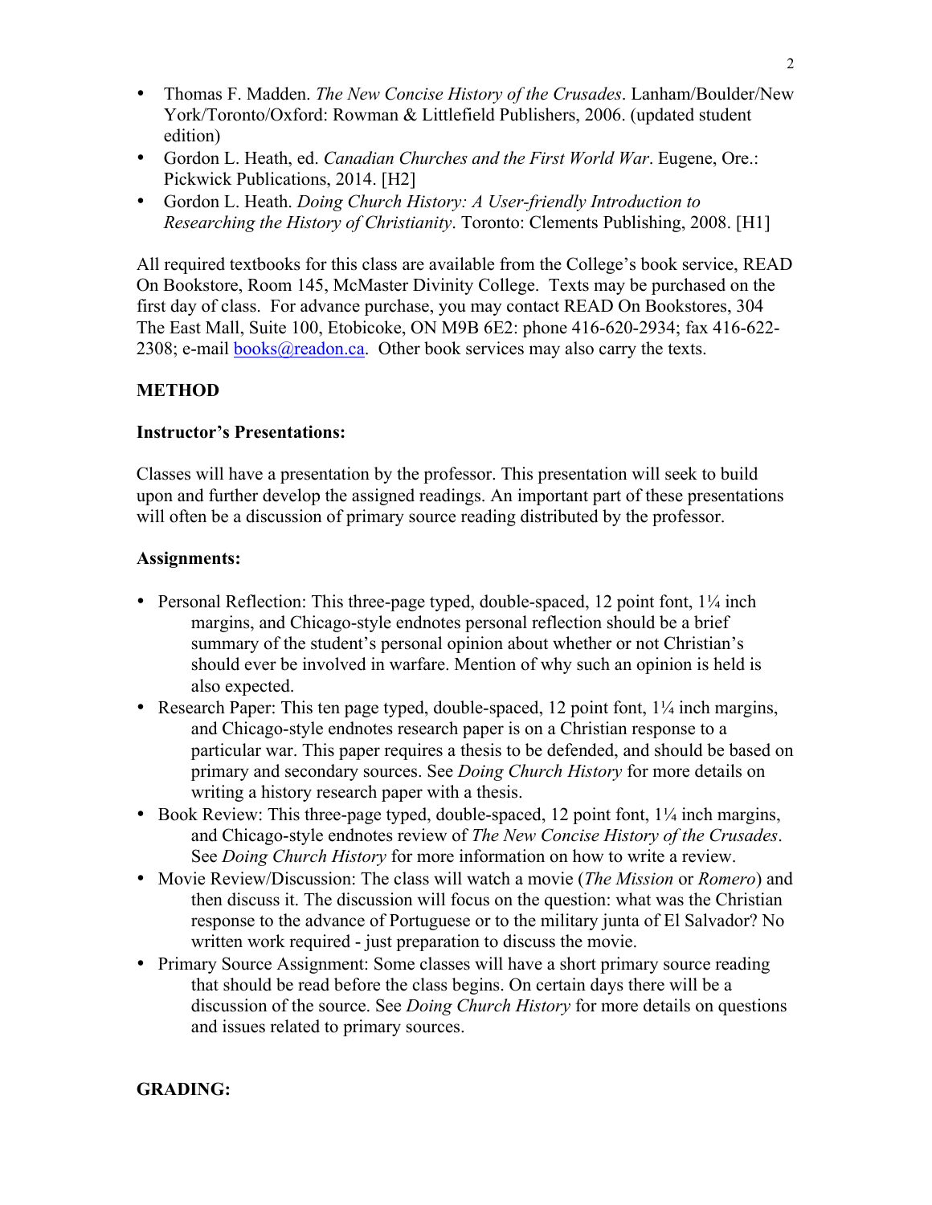- Thomas F. Madden. *The New Concise History of the Crusades*. Lanham/Boulder/New York/Toronto/Oxford: Rowman & Littlefield Publishers, 2006. (updated student edition)
- Gordon L. Heath, ed. *Canadian Churches and the First World War*. Eugene, Ore.: Pickwick Publications, 2014. [H2]
- Gordon L. Heath. *Doing Church History: A User-friendly Introduction to Researching the History of Christianity*. Toronto: Clements Publishing, 2008. [H1]

All required textbooks for this class are available from the College's book service, READ On Bookstore, Room 145, McMaster Divinity College. Texts may be purchased on the first day of class. For advance purchase, you may contact READ On Bookstores, 304 The East Mall, Suite 100, Etobicoke, ON M9B 6E2: phone 416-620-2934; fax 416-622-2308; e-mail books@readon.ca. Other book services may also carry the texts.

**METHOD**

**Instructor's Presentations:**

Classes will have a presentation by the professor. This presentation will seek to build upon and further develop the assigned readings. An important part of these presentations will often be a discussion of primary source reading distributed by the professor.

**Assignments:**

- Personal Reflection: This three-page typed, double-spaced, 12 point font, 1¼ inch margins, and Chicago-style endnotes personal reflection should be a brief summary of the student's personal opinion about whether or not Christian's should ever be involved in warfare. Mention of why such an opinion is held is also expected.
- Research Paper: This ten page typed, double-spaced, 12 point font, 1¼ inch margins, and Chicago-style endnotes research paper is on a Christian response to a particular war. This paper requires a thesis to be defended, and should be based on primary and secondary sources. See *Doing Church History* for more details on writing a history research paper with a thesis.
- Book Review: This three-page typed, double-spaced, 12 point font, 1¼ inch margins, and Chicago-style endnotes review of *The New Concise History of the Crusades*. See *Doing Church History* for more information on how to write a review.
- Movie Review/Discussion: The class will watch a movie (*The Mission* or *Romero*) and then discuss it. The discussion will focus on the question: what was the Christian response to the advance of Portuguese or to the military junta of El Salvador? No written work required - just preparation to discuss the movie.
- Primary Source Assignment: Some classes will have a short primary source reading that should be read before the class begins. On certain days there will be a discussion of the source. See *Doing Church History* for more details on questions and issues related to primary sources.

**GRADING:**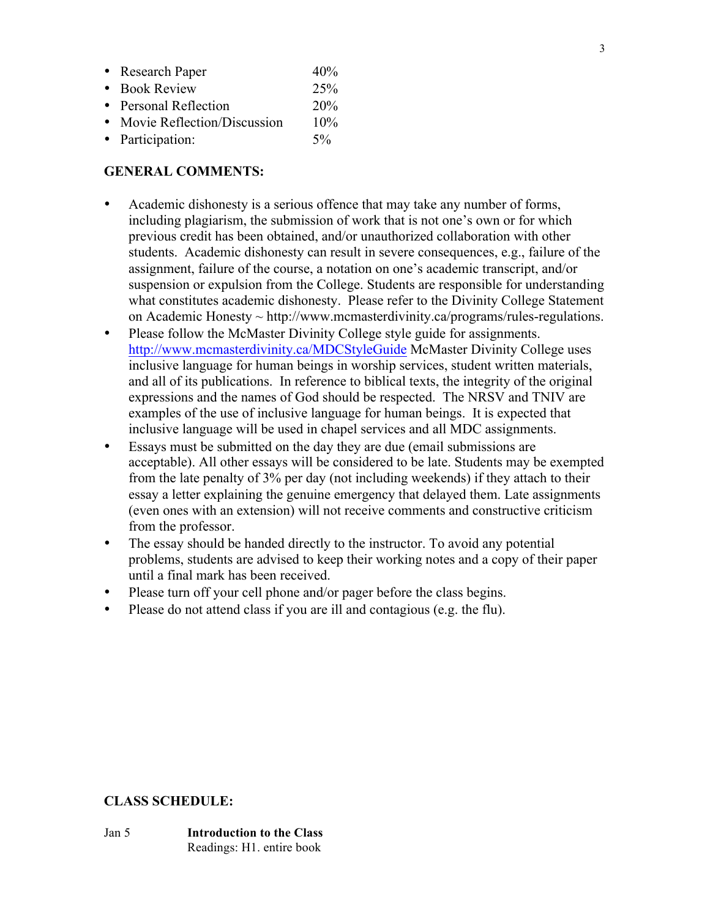- Research Paper 40%
- Book Review 25%
- Personal Reflection 20%
- Movie Reflection/Discussion 10%
- Participation: 5%

**GENERAL COMMENTS:**

- Academic dishonesty is a serious offence that may take any number of forms, including plagiarism, the submission of work that is not one's own or for which previous credit has been obtained, and/or unauthorized collaboration with other students. Academic dishonesty can result in severe consequences, e.g., failure of the assignment, failure of the course, a notation on one's academic transcript, and/or suspension or expulsion from the College. Students are responsible for understanding what constitutes academic dishonesty. Please refer to the Divinity College Statement on Academic Honesty ~ http://www.mcmasterdivinity.ca/programs/rules-regulations.
- Please follow the McMaster Divinity College style guide for assignments. http://www.mcmasterdivinity.ca/MDCStyleGuide McMaster Divinity College uses inclusive language for human beings in worship services, student written materials, and all of its publications. In reference to biblical texts, the integrity of the original expressions and the names of God should be respected. The NRSV and TNIV are examples of the use of inclusive language for human beings. It is expected that inclusive language will be used in chapel services and all MDC assignments.
- Essays must be submitted on the day they are due (email submissions are acceptable). All other essays will be considered to be late. Students may be exempted from the late penalty of 3% per day (not including weekends) if they attach to their essay a letter explaining the genuine emergency that delayed them. Late assignments (even ones with an extension) will not receive comments and constructive criticism from the professor.
- The essay should be handed directly to the instructor. To avoid any potential problems, students are advised to keep their working notes and a copy of their paper until a final mark has been received.
- Please turn off your cell phone and/or pager before the class begins.
- Please do not attend class if you are ill and contagious (e.g. the flu).

**CLASS SCHEDULE:**

Jan 5 **Introduction to the Class**
Readings: H1. entire book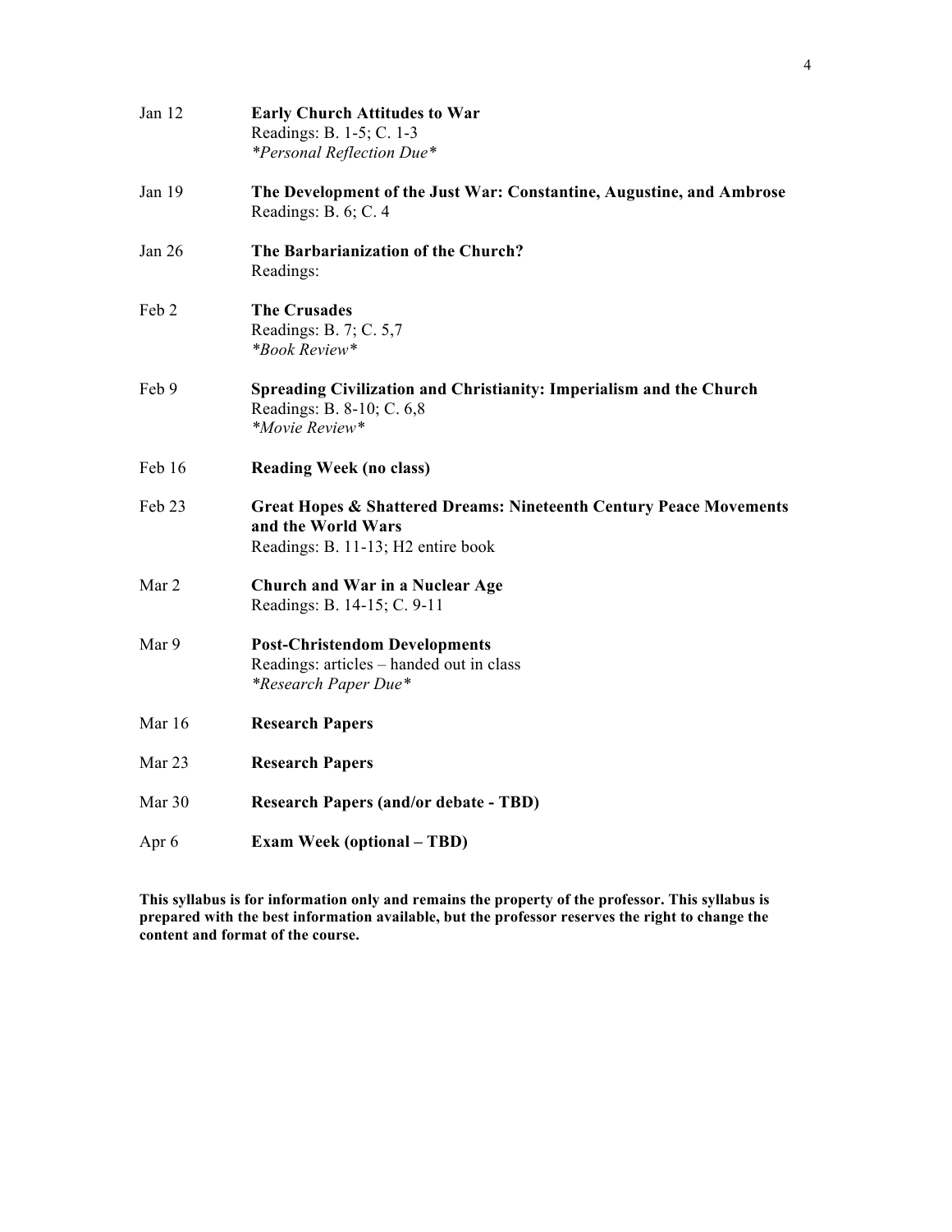Jan 12 **Early Church Attitudes to War**
Readings: B. 1-5; C. 1-3
*\*Personal Reflection Due\**

Jan 19 **The Development of the Just War: Constantine, Augustine, and Ambrose**
Readings: B. 6; C. 4

Jan 26 **The Barbarianization of the Church?**
Readings:

Feb 2 **The Crusades**
Readings: B. 7; C. 5,7
*\*Book Review\**

Feb 9 **Spreading Civilization and Christianity: Imperialism and the Church**
Readings: B. 8-10; C. 6,8
*\*Movie Review\**

Feb 16 **Reading Week (no class)**

Feb 23 **Great Hopes & Shattered Dreams: Nineteenth Century Peace Movements and the World Wars**
Readings: B. 11-13; H2 entire book

Mar 2 **Church and War in a Nuclear Age**
Readings: B. 14-15; C. 9-11

Mar 9 **Post-Christendom Developments**
Readings: articles – handed out in class
*\*Research Paper Due\**

Mar 16 **Research Papers**

Mar 23 **Research Papers**

Mar 30 **Research Papers (and/or debate - TBD)**

Apr 6 **Exam Week (optional – TBD)**

**This syllabus is for information only and remains the property of the professor. This syllabus is prepared with the best information available, but the professor reserves the right to change the content and format of the course.**